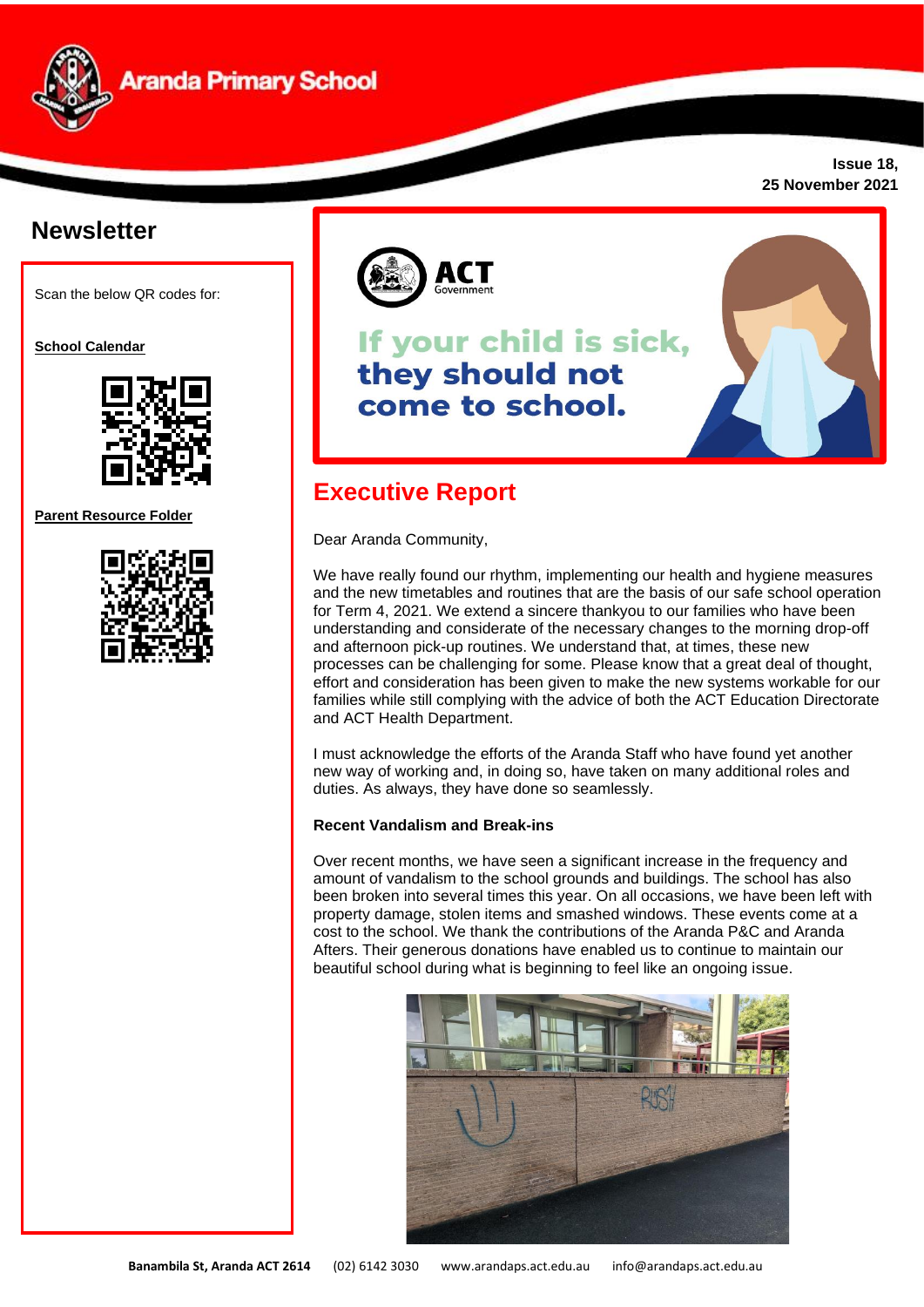# Aranda Primary School

**Issue 18,**
**25 November 2021**

## Newsletter

Scan the below QR codes for:

**School Calendar**

**Parent Resource Folder**

ACT Government

**If your child is sick, they should not come to school.**

## Executive Report

Dear Aranda Community,

We have really found our rhythm, implementing our health and hygiene measures and the new timetables and routines that are the basis of our safe school operation for Term 4, 2021. We extend a sincere thankyou to our families who have been understanding and considerate of the necessary changes to the morning drop-off and afternoon pick-up routines. We understand that, at times, these new processes can be challenging for some. Please know that a great deal of thought, effort and consideration has been given to make the new systems workable for our families while still complying with the advice of both the ACT Education Directorate and ACT Health Department.

I must acknowledge the efforts of the Aranda Staff who have found yet another new way of working and, in doing so, have taken on many additional roles and duties. As always, they have done so seamlessly.

**Recent Vandalism and Break-ins**

Over recent months, we have seen a significant increase in the frequency and amount of vandalism to the school grounds and buildings. The school has also been broken into several times this year. On all occasions, we have been left with property damage, stolen items and smashed windows. These events come at a cost to the school. We thank the contributions of the Aranda P&C and Aranda Afters. Their generous donations have enabled us to continue to maintain our beautiful school during what is beginning to feel like an ongoing issue.

**Banambila St, Aranda ACT 2614** (02) 6142 3030 www.arandaps.act.edu.au info@arandaps.act.edu.au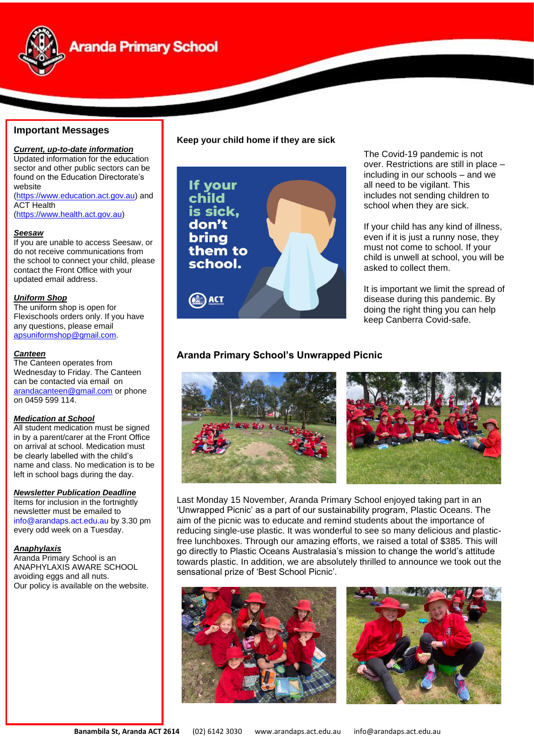## Important Messages

***Current, up-to-date information***
Updated information for the education sector and other public sectors can be found on the Education Directorate's website (https://www.education.act.gov.au) and ACT Health (https://www.health.act.gov.au)

***Seesaw***
If you are unable to access Seesaw, or do not receive communications from the school to connect your child, please contact the Front Office with your updated email address.

***Uniform Shop***
The uniform shop is open for Flexischools orders only. If you have any questions, please email apsuniformshop@gmail.com.

***Canteen***
The Canteen operates from Wednesday to Friday. The Canteen can be contacted via email on arandacanteen@gmail.com or phone on 0459 599 114.

***Medication at School***
All student medication must be signed in by a parent/carer at the Front Office on arrival at school. Medication must be clearly labelled with the child's name and class. No medication is to be left in school bags during the day.

***Newsletter Publication Deadline***
Items for inclusion in the fortnightly newsletter must be emailed to info@arandaps.act.edu.au by 3.30 pm every odd week on a Tuesday.

***Anaphylaxis***
Aranda Primary School is an ANAPHYLAXIS AWARE SCHOOL avoiding eggs and all nuts.
Our policy is available on the website.

## Keep your child home if they are sick

If your child is sick, don't bring them to school.

The Covid-19 pandemic is not over. Restrictions are still in place – including in our schools – and we all need to be vigilant. This includes not sending children to school when they are sick.

If your child has any kind of illness, even if it is just a runny nose, they must not come to school. If your child is unwell at school, you will be asked to collect them.

It is important we limit the spread of disease during this pandemic. By doing the right thing you can help keep Canberra Covid-safe.

## Aranda Primary School's Unwrapped Picnic

Last Monday 15 November, Aranda Primary School enjoyed taking part in an 'Unwrapped Picnic' as a part of our sustainability program, Plastic Oceans. The aim of the picnic was to educate and remind students about the importance of reducing single-use plastic. It was wonderful to see so many delicious and plastic-free lunchboxes. Through our amazing efforts, we raised a total of $385. This will go directly to Plastic Oceans Australasia's mission to change the world's attitude towards plastic. In addition, we are absolutely thrilled to announce we took out the sensational prize of 'Best School Picnic'.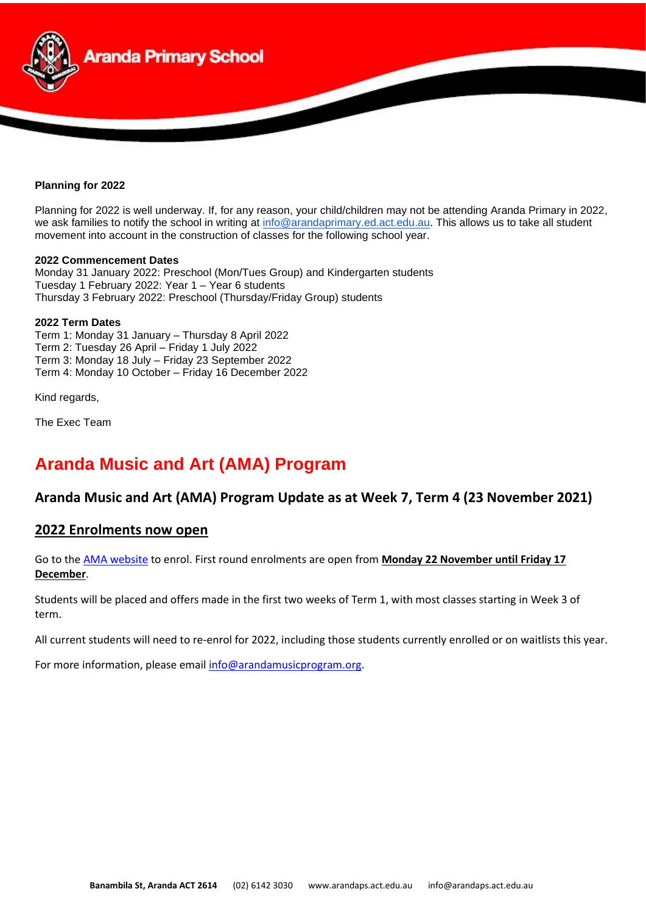**Planning for 2022**

Planning for 2022 is well underway. If, for any reason, your child/children may not be attending Aranda Primary in 2022, we ask families to notify the school in writing at info@arandaprimary.ed.act.edu.au. This allows us to take all student movement into account in the construction of classes for the following school year.

**2022 Commencement Dates**
Monday 31 January 2022: Preschool (Mon/Tues Group) and Kindergarten students
Tuesday 1 February 2022: Year 1 – Year 6 students
Thursday 3 February 2022: Preschool (Thursday/Friday Group) students

**2022 Term Dates**
Term 1: Monday 31 January – Thursday 8 April 2022
Term 2: Tuesday 26 April – Friday 1 July 2022
Term 3: Monday 18 July – Friday 23 September 2022
Term 4: Monday 10 October – Friday 16 December 2022

Kind regards,

The Exec Team

# Aranda Music and Art (AMA) Program

## Aranda Music and Art (AMA) Program Update as at Week 7, Term 4 (23 November 2021)

### 2022 Enrolments now open

Go to the AMA website to enrol. First round enrolments are open from **Monday 22 November until Friday 17 December**.

Students will be placed and offers made in the first two weeks of Term 1, with most classes starting in Week 3 of term.

All current students will need to re-enrol for 2022, including those students currently enrolled or on waitlists this year.

For more information, please email info@arandamusicprogram.org.